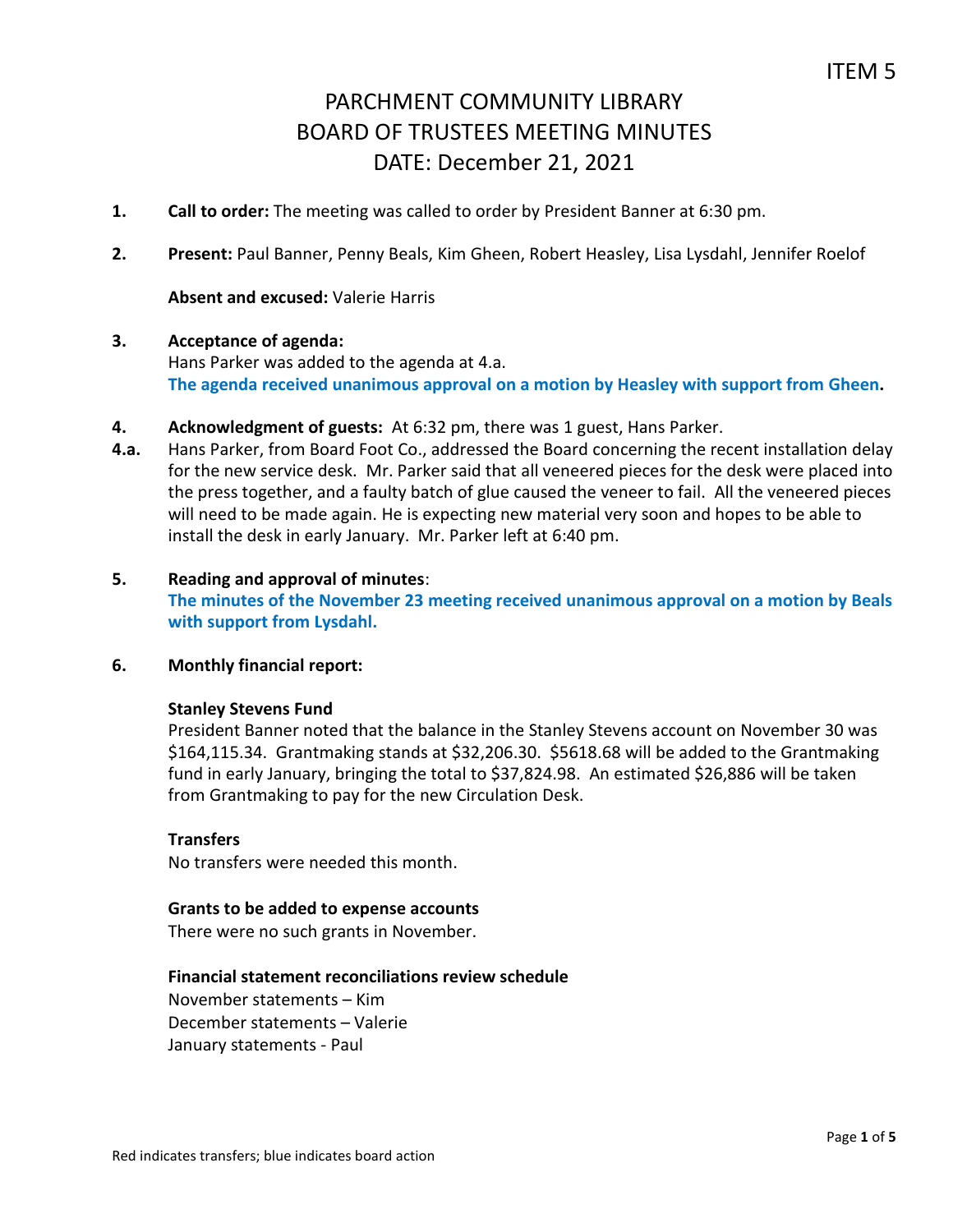ITEM 5

# PARCHMENT COMMUNITY LIBRARY
# BOARD OF TRUSTEES MEETING MINUTES
# DATE: December 21, 2021

**1.** **Call to order:** The meeting was called to order by President Banner at 6:30 pm.

**2.** **Present:** Paul Banner, Penny Beals, Kim Gheen, Robert Heasley, Lisa Lysdahl, Jennifer Roelof

**Absent and excused:** Valerie Harris

**3.** **Acceptance of agenda:**
Hans Parker was added to the agenda at 4.a.
**The agenda received unanimous approval on a motion by Heasley with support from Gheen.**

**4.** **Acknowledgment of guests:** At 6:32 pm, there was 1 guest, Hans Parker.

**4.a.** Hans Parker, from Board Foot Co., addressed the Board concerning the recent installation delay for the new service desk. Mr. Parker said that all veneered pieces for the desk were placed into the press together, and a faulty batch of glue caused the veneer to fail. All the veneered pieces will need to be made again. He is expecting new material very soon and hopes to be able to install the desk in early January. Mr. Parker left at 6:40 pm.

**5.** **Reading and approval of minutes**:
**The minutes of the November 23 meeting received unanimous approval on a motion by Beals with support from Lysdahl.**

**6.** **Monthly financial report:**

**Stanley Stevens Fund**
President Banner noted that the balance in the Stanley Stevens account on November 30 was $164,115.34. Grantmaking stands at $32,206.30. $5618.68 will be added to the Grantmaking fund in early January, bringing the total to $37,824.98. An estimated $26,886 will be taken from Grantmaking to pay for the new Circulation Desk.

**Transfers**
No transfers were needed this month.

**Grants to be added to expense accounts**
There were no such grants in November.

**Financial statement reconciliations review schedule**
November statements – Kim
December statements – Valerie
January statements - Paul

Red indicates transfers; blue indicates board action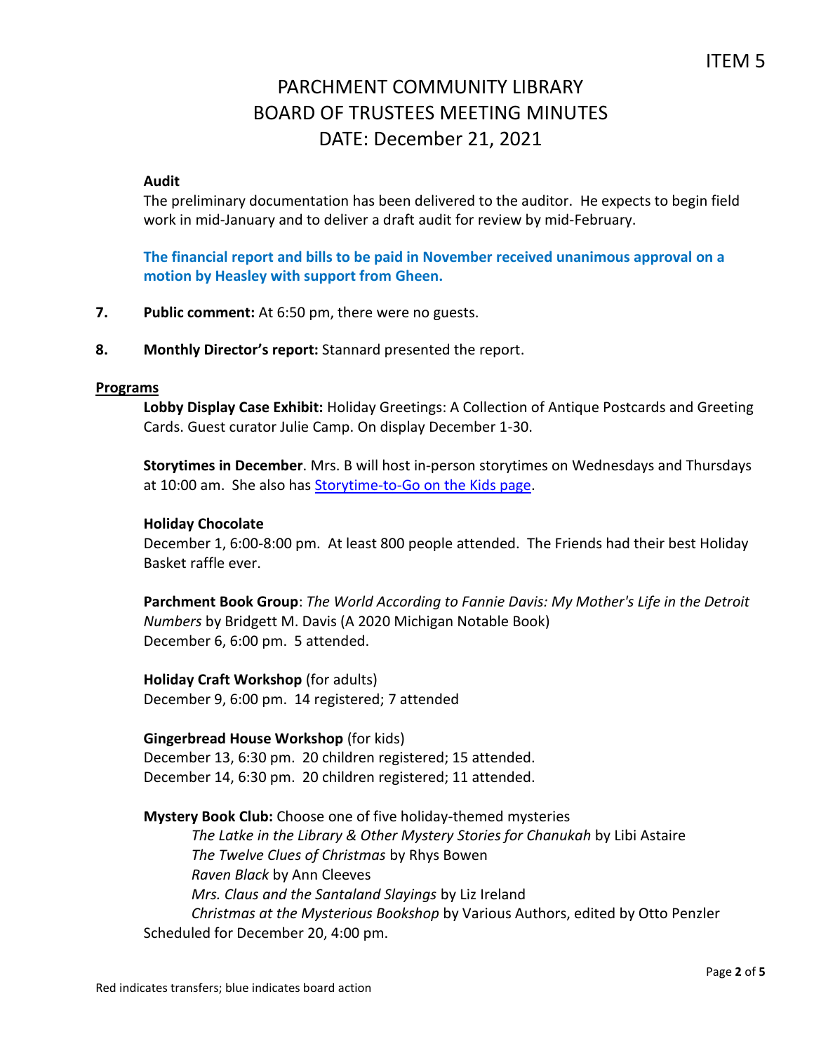ITEM 5

# PARCHMENT COMMUNITY LIBRARY
# BOARD OF TRUSTEES MEETING MINUTES
# DATE: December 21, 2021

**Audit**

The preliminary documentation has been delivered to the auditor. He expects to begin field work in mid-January and to deliver a draft audit for review by mid-February.

**The financial report and bills to be paid in November received unanimous approval on a motion by Heasley with support from Gheen.**

**7. Public comment:** At 6:50 pm, there were no guests.

**8. Monthly Director's report:** Stannard presented the report.

**Programs**

**Lobby Display Case Exhibit:** Holiday Greetings: A Collection of Antique Postcards and Greeting Cards. Guest curator Julie Camp. On display December 1-30.

**Storytimes in December**. Mrs. B will host in-person storytimes on Wednesdays and Thursdays at 10:00 am. She also has Storytime-to-Go on the Kids page.

**Holiday Chocolate**
December 1, 6:00-8:00 pm. At least 800 people attended. The Friends had their best Holiday Basket raffle ever.

**Parchment Book Group**: *The World According to Fannie Davis: My Mother's Life in the Detroit Numbers* by Bridgett M. Davis (A 2020 Michigan Notable Book)
December 6, 6:00 pm. 5 attended.

**Holiday Craft Workshop** (for adults)
December 9, 6:00 pm. 14 registered; 7 attended

**Gingerbread House Workshop** (for kids)
December 13, 6:30 pm. 20 children registered; 15 attended.
December 14, 6:30 pm. 20 children registered; 11 attended.

**Mystery Book Club:** Choose one of five holiday-themed mysteries
- *The Latke in the Library & Other Mystery Stories for Chanukah* by Libi Astaire
- *The Twelve Clues of Christmas* by Rhys Bowen
- *Raven Black* by Ann Cleeves
- *Mrs. Claus and the Santaland Slayings* by Liz Ireland
- *Christmas at the Mysterious Bookshop* by Various Authors, edited by Otto Penzler

Scheduled for December 20, 4:00 pm.

Red indicates transfers; blue indicates board action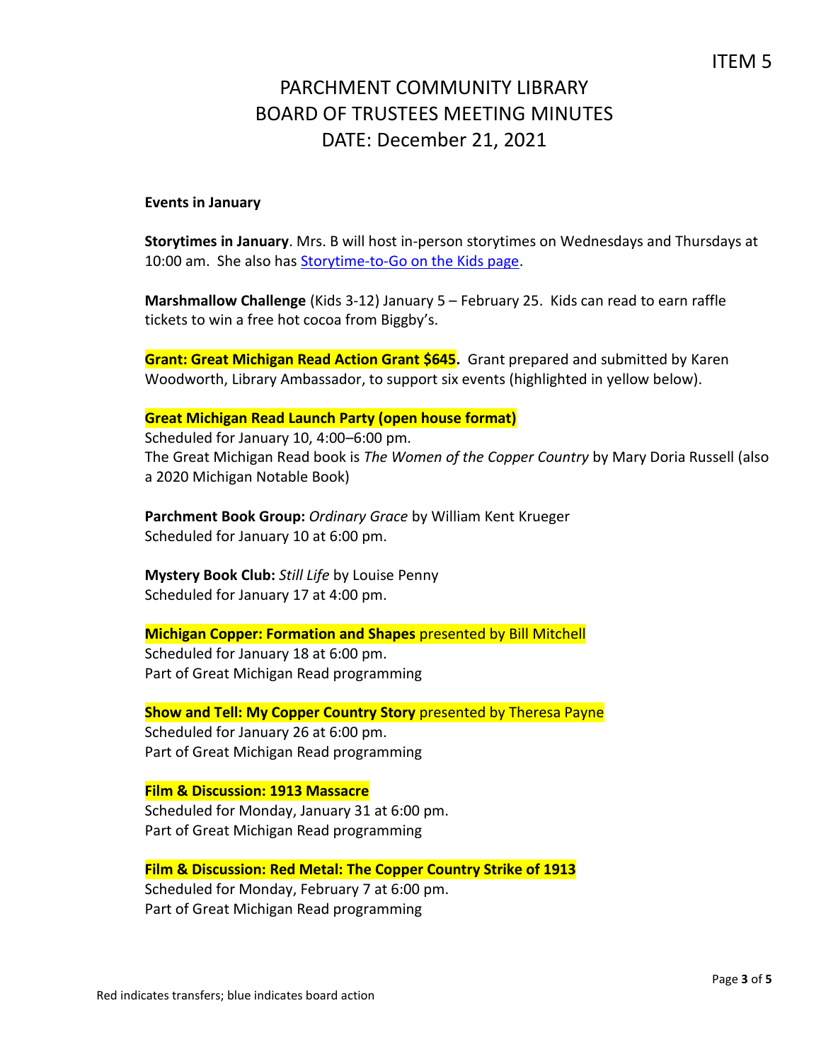ITEM 5

# PARCHMENT COMMUNITY LIBRARY
# BOARD OF TRUSTEES MEETING MINUTES
# DATE: December 21, 2021

**Events in January**

**Storytimes in January**. Mrs. B will host in-person storytimes on Wednesdays and Thursdays at 10:00 am. She also has Storytime-to-Go on the Kids page.

**Marshmallow Challenge** (Kids 3-12) January 5 – February 25. Kids can read to earn raffle tickets to win a free hot cocoa from Biggby's.

**Grant: Great Michigan Read Action Grant $645.** Grant prepared and submitted by Karen Woodworth, Library Ambassador, to support six events (highlighted in yellow below).

**Great Michigan Read Launch Party (open house format)**
Scheduled for January 10, 4:00–6:00 pm.
The Great Michigan Read book is *The Women of the Copper Country* by Mary Doria Russell (also a 2020 Michigan Notable Book)

**Parchment Book Group:** *Ordinary Grace* by William Kent Krueger
Scheduled for January 10 at 6:00 pm.

**Mystery Book Club:** *Still Life* by Louise Penny
Scheduled for January 17 at 4:00 pm.

**Michigan Copper: Formation and Shapes** presented by Bill Mitchell
Scheduled for January 18 at 6:00 pm.
Part of Great Michigan Read programming

**Show and Tell: My Copper Country Story** presented by Theresa Payne
Scheduled for January 26 at 6:00 pm.
Part of Great Michigan Read programming

**Film & Discussion: 1913 Massacre**
Scheduled for Monday, January 31 at 6:00 pm.
Part of Great Michigan Read programming

**Film & Discussion: Red Metal: The Copper Country Strike of 1913**
Scheduled for Monday, February 7 at 6:00 pm.
Part of Great Michigan Read programming

Red indicates transfers; blue indicates board action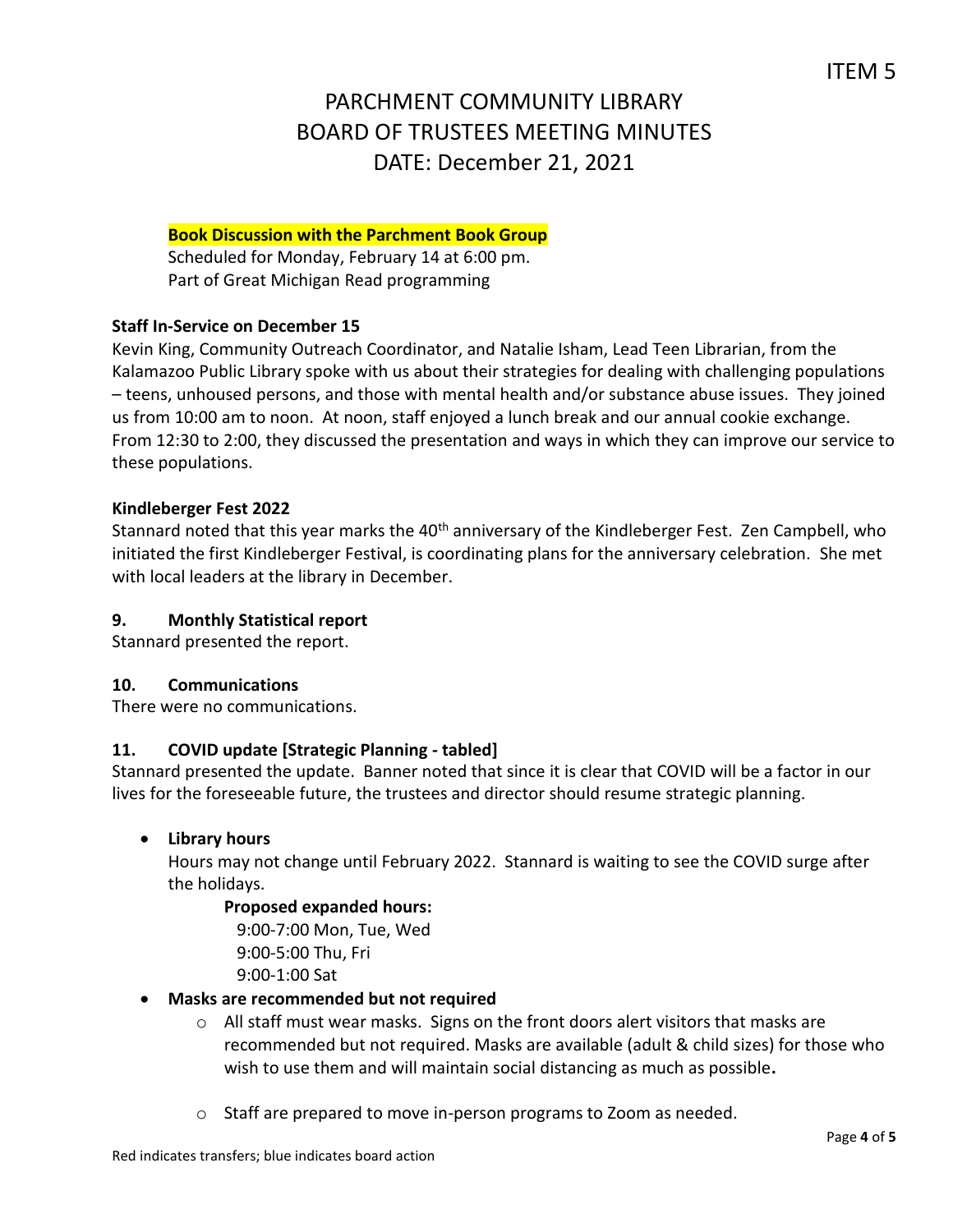ITEM 5

# PARCHMENT COMMUNITY LIBRARY
# BOARD OF TRUSTEES MEETING MINUTES
# DATE: December 21, 2021

**Book Discussion with the Parchment Book Group**
Scheduled for Monday, February 14 at 6:00 pm.
Part of Great Michigan Read programming

**Staff In-Service on December 15**
Kevin King, Community Outreach Coordinator, and Natalie Isham, Lead Teen Librarian, from the Kalamazoo Public Library spoke with us about their strategies for dealing with challenging populations – teens, unhoused persons, and those with mental health and/or substance abuse issues. They joined us from 10:00 am to noon. At noon, staff enjoyed a lunch break and our annual cookie exchange. From 12:30 to 2:00, they discussed the presentation and ways in which they can improve our service to these populations.

**Kindleberger Fest 2022**
Stannard noted that this year marks the 40th anniversary of the Kindleberger Fest. Zen Campbell, who initiated the first Kindleberger Festival, is coordinating plans for the anniversary celebration. She met with local leaders at the library in December.

**9. Monthly Statistical report**
Stannard presented the report.

**10. Communications**
There were no communications.

**11. COVID update [Strategic Planning - tabled]**
Stannard presented the update. Banner noted that since it is clear that COVID will be a factor in our lives for the foreseeable future, the trustees and director should resume strategic planning.

- **Library hours**
  Hours may not change until February 2022. Stannard is waiting to see the COVID surge after the holidays.

  **Proposed expanded hours:**
  9:00-7:00 Mon, Tue, Wed
  9:00-5:00 Thu, Fri
  9:00-1:00 Sat

- **Masks are recommended but not required**
  - All staff must wear masks. Signs on the front doors alert visitors that masks are recommended but not required. Masks are available (adult & child sizes) for those who wish to use them and will maintain social distancing as much as possible**.**
  - Staff are prepared to move in-person programs to Zoom as needed.

Red indicates transfers; blue indicates board action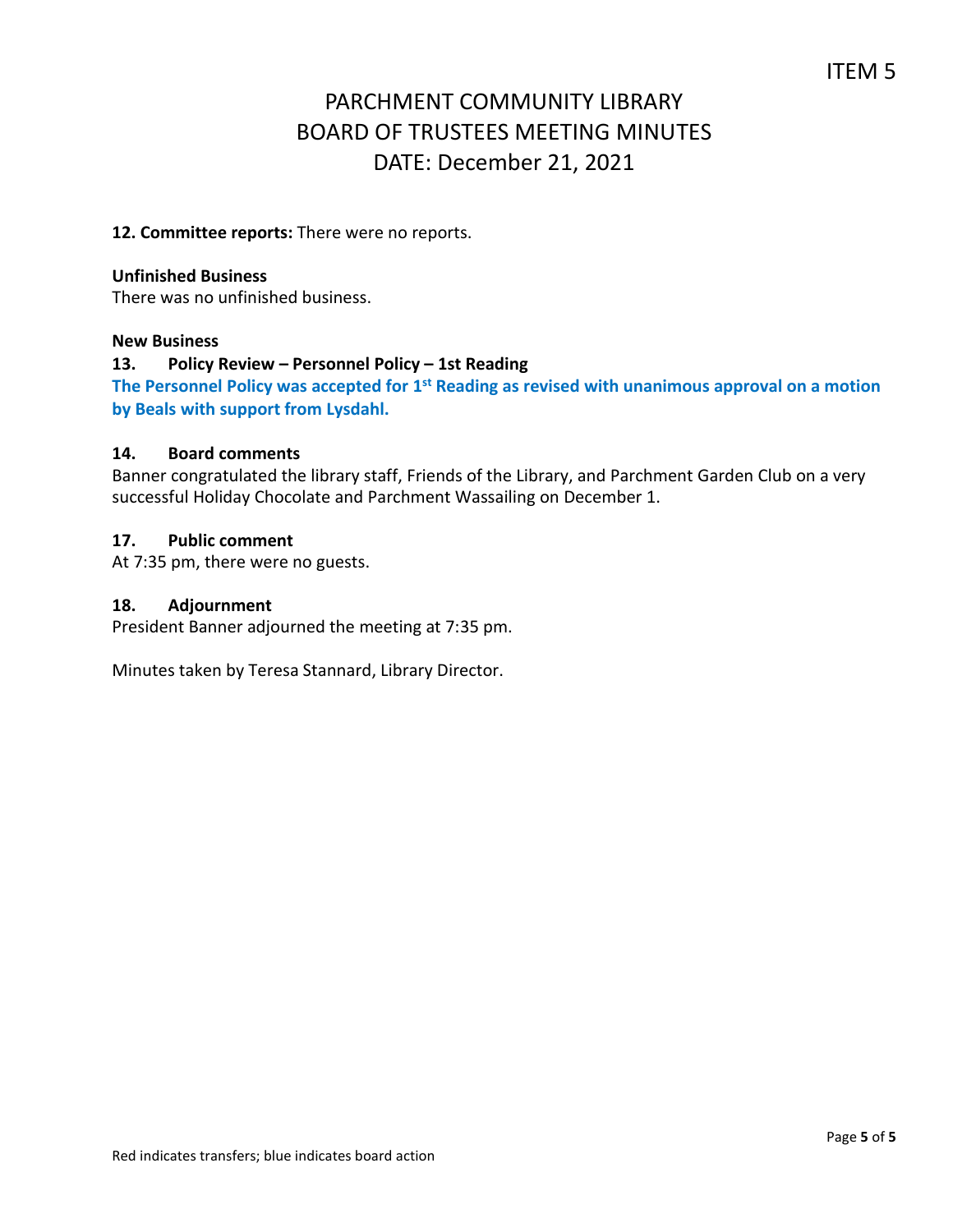ITEM 5

# PARCHMENT COMMUNITY LIBRARY
# BOARD OF TRUSTEES MEETING MINUTES
# DATE: December 21, 2021

**12. Committee reports:** There were no reports.

**Unfinished Business**
There was no unfinished business.

**New Business**

**13. Policy Review – Personnel Policy – 1st Reading**

**The Personnel Policy was accepted for 1st Reading as revised with unanimous approval on a motion by Beals with support from Lysdahl.**

**14. Board comments**

Banner congratulated the library staff, Friends of the Library, and Parchment Garden Club on a very successful Holiday Chocolate and Parchment Wassailing on December 1.

**17. Public comment**

At 7:35 pm, there were no guests.

**18. Adjournment**

President Banner adjourned the meeting at 7:35 pm.

Minutes taken by Teresa Stannard, Library Director.

Red indicates transfers; blue indicates board action